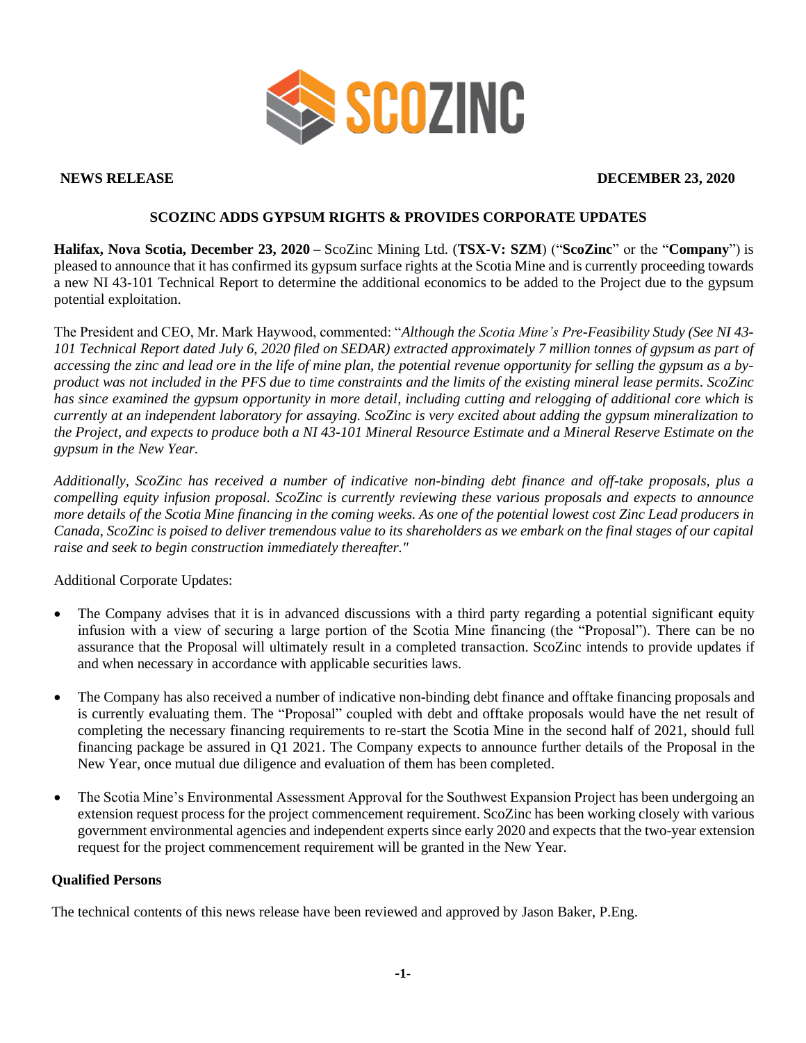**NEWS RELEASE** **DECEMBER 23, 2020**

# SCOZINC ADDS GYPSUM RIGHTS & PROVIDES CORPORATE UPDATES

**Halifax, Nova Scotia, December 23, 2020 –** ScoZinc Mining Ltd. (**TSX-V: SZM**) ("**ScoZinc**" or the "**Company**") is pleased to announce that it has confirmed its gypsum surface rights at the Scotia Mine and is currently proceeding towards a new NI 43-101 Technical Report to determine the additional economics to be added to the Project due to the gypsum potential exploitation.

The President and CEO, Mr. Mark Haywood, commented: "*Although the Scotia Mine's Pre-Feasibility Study (See NI 43-101 Technical Report dated July 6, 2020 filed on SEDAR) extracted approximately 7 million tonnes of gypsum as part of accessing the zinc and lead ore in the life of mine plan, the potential revenue opportunity for selling the gypsum as a by-product was not included in the PFS due to time constraints and the limits of the existing mineral lease permits. ScoZinc has since examined the gypsum opportunity in more detail, including cutting and relogging of additional core which is currently at an independent laboratory for assaying. ScoZinc is very excited about adding the gypsum mineralization to the Project, and expects to produce both a NI 43-101 Mineral Resource Estimate and a Mineral Reserve Estimate on the gypsum in the New Year.*

*Additionally, ScoZinc has received a number of indicative non-binding debt finance and off-take proposals, plus a compelling equity infusion proposal. ScoZinc is currently reviewing these various proposals and expects to announce more details of the Scotia Mine financing in the coming weeks. As one of the potential lowest cost Zinc Lead producers in Canada, ScoZinc is poised to deliver tremendous value to its shareholders as we embark on the final stages of our capital raise and seek to begin construction immediately thereafter."*

Additional Corporate Updates:

- The Company advises that it is in advanced discussions with a third party regarding a potential significant equity infusion with a view of securing a large portion of the Scotia Mine financing (the "Proposal"). There can be no assurance that the Proposal will ultimately result in a completed transaction. ScoZinc intends to provide updates if and when necessary in accordance with applicable securities laws.
- The Company has also received a number of indicative non-binding debt finance and offtake financing proposals and is currently evaluating them. The "Proposal" coupled with debt and offtake proposals would have the net result of completing the necessary financing requirements to re-start the Scotia Mine in the second half of 2021, should full financing package be assured in Q1 2021. The Company expects to announce further details of the Proposal in the New Year, once mutual due diligence and evaluation of them has been completed.
- The Scotia Mine's Environmental Assessment Approval for the Southwest Expansion Project has been undergoing an extension request process for the project commencement requirement. ScoZinc has been working closely with various government environmental agencies and independent experts since early 2020 and expects that the two-year extension request for the project commencement requirement will be granted in the New Year.

## Qualified Persons

The technical contents of this news release have been reviewed and approved by Jason Baker, P.Eng.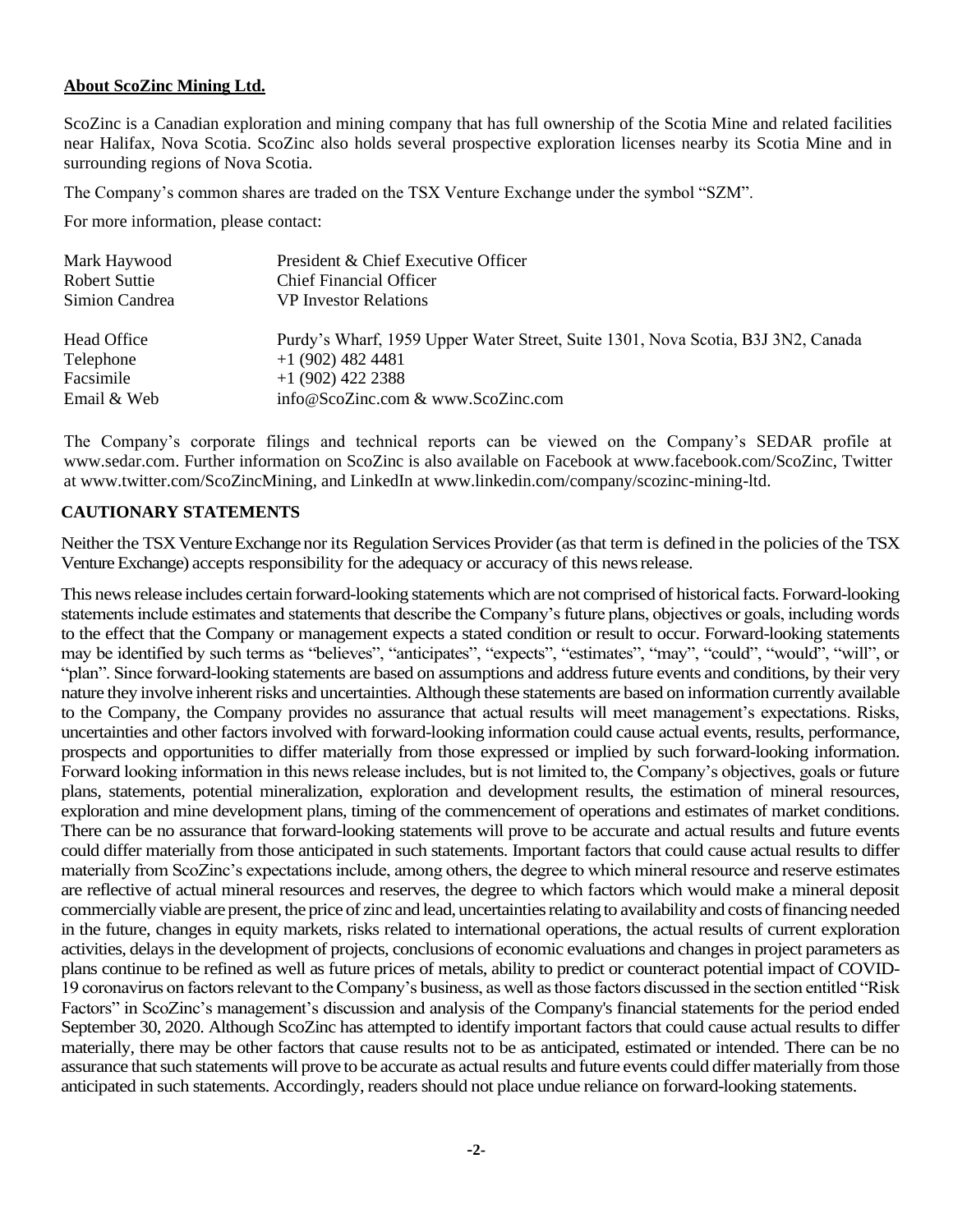**About ScoZinc Mining Ltd.**

ScoZinc is a Canadian exploration and mining company that has full ownership of the Scotia Mine and related facilities near Halifax, Nova Scotia. ScoZinc also holds several prospective exploration licenses nearby its Scotia Mine and in surrounding regions of Nova Scotia.

The Company's common shares are traded on the TSX Venture Exchange under the symbol "SZM".

For more information, please contact:

| | |
|---|---|
| Mark Haywood | President & Chief Executive Officer |
| Robert Suttie | Chief Financial Officer |
| Simion Candrea | VP Investor Relations |
| | |
| Head Office | Purdy's Wharf, 1959 Upper Water Street, Suite 1301, Nova Scotia, B3J 3N2, Canada |
| Telephone | +1 (902) 482 4481 |
| Facsimile | +1 (902) 422 2388 |
| Email & Web | info@ScoZinc.com & www.ScoZinc.com |

The Company's corporate filings and technical reports can be viewed on the Company's SEDAR profile at www.sedar.com. Further information on ScoZinc is also available on Facebook at www.facebook.com/ScoZinc, Twitter at www.twitter.com/ScoZincMining, and LinkedIn at www.linkedin.com/company/scozinc-mining-ltd.

**CAUTIONARY STATEMENTS**

Neither the TSX Venture Exchange nor its Regulation Services Provider (as that term is defined in the policies of the TSX Venture Exchange) accepts responsibility for the adequacy or accuracy of this news release.

This news release includes certain forward-looking statements which are not comprised of historical facts. Forward-looking statements include estimates and statements that describe the Company's future plans, objectives or goals, including words to the effect that the Company or management expects a stated condition or result to occur. Forward-looking statements may be identified by such terms as "believes", "anticipates", "expects", "estimates", "may", "could", "would", "will", or "plan". Since forward-looking statements are based on assumptions and address future events and conditions, by their very nature they involve inherent risks and uncertainties. Although these statements are based on information currently available to the Company, the Company provides no assurance that actual results will meet management's expectations. Risks, uncertainties and other factors involved with forward-looking information could cause actual events, results, performance, prospects and opportunities to differ materially from those expressed or implied by such forward-looking information. Forward looking information in this news release includes, but is not limited to, the Company's objectives, goals or future plans, statements, potential mineralization, exploration and development results, the estimation of mineral resources, exploration and mine development plans, timing of the commencement of operations and estimates of market conditions. There can be no assurance that forward-looking statements will prove to be accurate and actual results and future events could differ materially from those anticipated in such statements. Important factors that could cause actual results to differ materially from ScoZinc's expectations include, among others, the degree to which mineral resource and reserve estimates are reflective of actual mineral resources and reserves, the degree to which factors which would make a mineral deposit commercially viable are present, the price of zinc and lead, uncertainties relating to availability and costs of financing needed in the future, changes in equity markets, risks related to international operations, the actual results of current exploration activities, delays in the development of projects, conclusions of economic evaluations and changes in project parameters as plans continue to be refined as well as future prices of metals, ability to predict or counteract potential impact of COVID-19 coronavirus on factors relevant to the Company's business, as well as those factors discussed in the section entitled "Risk Factors" in ScoZinc's management's discussion and analysis of the Company's financial statements for the period ended September 30, 2020. Although ScoZinc has attempted to identify important factors that could cause actual results to differ materially, there may be other factors that cause results not to be as anticipated, estimated or intended. There can be no assurance that such statements will prove to be accurate as actual results and future events could differ materially from those anticipated in such statements. Accordingly, readers should not place undue reliance on forward-looking statements.